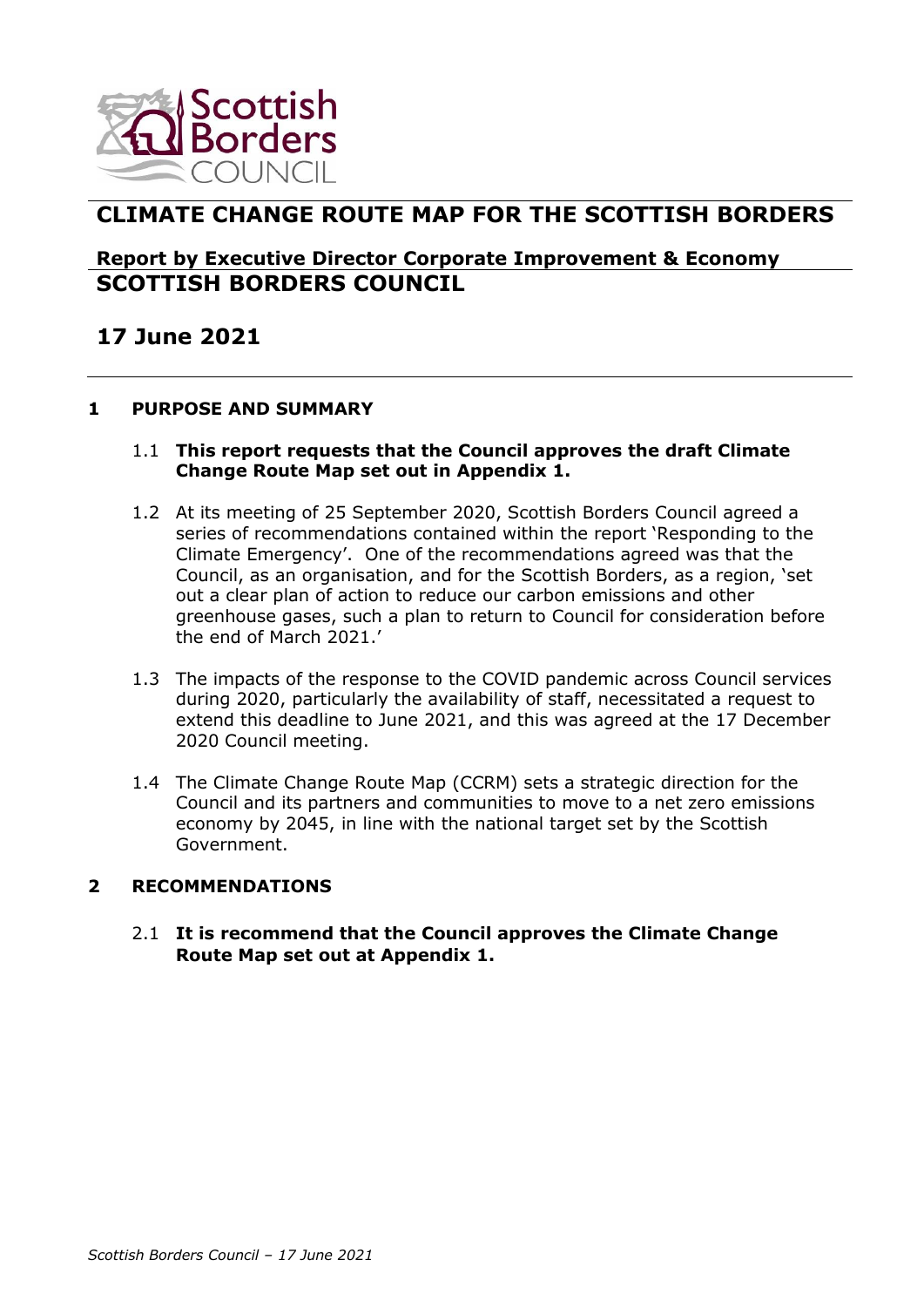# CLIMATE CHANGE ROUTE MAP FOR THE SCOTTISH BORDERS

**Report by Executive Director Corporate Improvement & Economy**

## SCOTTISH BORDERS COUNCIL

## 17 June 2021

### 1 PURPOSE AND SUMMARY

1.1 **This report requests that the Council approves the draft Climate Change Route Map set out in Appendix 1.**

1.2 At its meeting of 25 September 2020, Scottish Borders Council agreed a series of recommendations contained within the report 'Responding to the Climate Emergency'. One of the recommendations agreed was that the Council, as an organisation, and for the Scottish Borders, as a region, 'set out a clear plan of action to reduce our carbon emissions and other greenhouse gases, such a plan to return to Council for consideration before the end of March 2021.'

1.3 The impacts of the response to the COVID pandemic across Council services during 2020, particularly the availability of staff, necessitated a request to extend this deadline to June 2021, and this was agreed at the 17 December 2020 Council meeting.

1.4 The Climate Change Route Map (CCRM) sets a strategic direction for the Council and its partners and communities to move to a net zero emissions economy by 2045, in line with the national target set by the Scottish Government.

### 2 RECOMMENDATIONS

2.1 **It is recommend that the Council approves the Climate Change Route Map set out at Appendix 1.**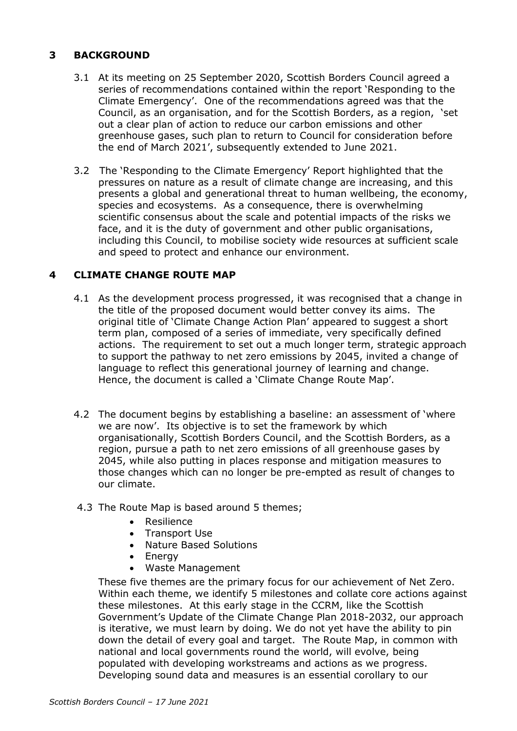## 3 BACKGROUND

3.1 At its meeting on 25 September 2020, Scottish Borders Council agreed a series of recommendations contained within the report 'Responding to the Climate Emergency'. One of the recommendations agreed was that the Council, as an organisation, and for the Scottish Borders, as a region, 'set out a clear plan of action to reduce our carbon emissions and other greenhouse gases, such plan to return to Council for consideration before the end of March 2021', subsequently extended to June 2021.

3.2 The 'Responding to the Climate Emergency' Report highlighted that the pressures on nature as a result of climate change are increasing, and this presents a global and generational threat to human wellbeing, the economy, species and ecosystems. As a consequence, there is overwhelming scientific consensus about the scale and potential impacts of the risks we face, and it is the duty of government and other public organisations, including this Council, to mobilise society wide resources at sufficient scale and speed to protect and enhance our environment.

## 4 CLIMATE CHANGE ROUTE MAP

4.1 As the development process progressed, it was recognised that a change in the title of the proposed document would better convey its aims. The original title of 'Climate Change Action Plan' appeared to suggest a short term plan, composed of a series of immediate, very specifically defined actions. The requirement to set out a much longer term, strategic approach to support the pathway to net zero emissions by 2045, invited a change of language to reflect this generational journey of learning and change. Hence, the document is called a 'Climate Change Route Map'.

4.2 The document begins by establishing a baseline: an assessment of 'where we are now'. Its objective is to set the framework by which organisationally, Scottish Borders Council, and the Scottish Borders, as a region, pursue a path to net zero emissions of all greenhouse gases by 2045, while also putting in places response and mitigation measures to those changes which can no longer be pre-empted as result of changes to our climate.

4.3 The Route Map is based around 5 themes;

- Resilience
- Transport Use
- Nature Based Solutions
- Energy
- Waste Management

These five themes are the primary focus for our achievement of Net Zero. Within each theme, we identify 5 milestones and collate core actions against these milestones. At this early stage in the CCRM, like the Scottish Government's Update of the Climate Change Plan 2018-2032, our approach is iterative, we must learn by doing. We do not yet have the ability to pin down the detail of every goal and target. The Route Map, in common with national and local governments round the world, will evolve, being populated with developing workstreams and actions as we progress. Developing sound data and measures is an essential corollary to our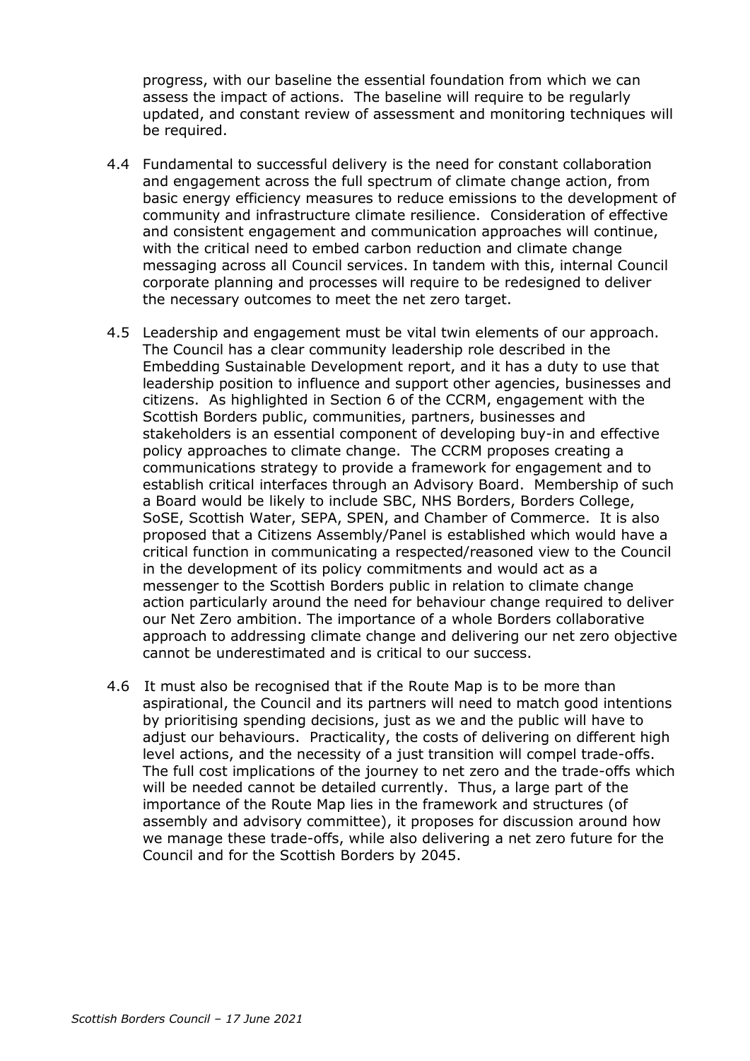progress, with our baseline the essential foundation from which we can assess the impact of actions. The baseline will require to be regularly updated, and constant review of assessment and monitoring techniques will be required.

4.4 Fundamental to successful delivery is the need for constant collaboration and engagement across the full spectrum of climate change action, from basic energy efficiency measures to reduce emissions to the development of community and infrastructure climate resilience. Consideration of effective and consistent engagement and communication approaches will continue, with the critical need to embed carbon reduction and climate change messaging across all Council services. In tandem with this, internal Council corporate planning and processes will require to be redesigned to deliver the necessary outcomes to meet the net zero target.

4.5 Leadership and engagement must be vital twin elements of our approach. The Council has a clear community leadership role described in the Embedding Sustainable Development report, and it has a duty to use that leadership position to influence and support other agencies, businesses and citizens. As highlighted in Section 6 of the CCRM, engagement with the Scottish Borders public, communities, partners, businesses and stakeholders is an essential component of developing buy-in and effective policy approaches to climate change. The CCRM proposes creating a communications strategy to provide a framework for engagement and to establish critical interfaces through an Advisory Board. Membership of such a Board would be likely to include SBC, NHS Borders, Borders College, SoSE, Scottish Water, SEPA, SPEN, and Chamber of Commerce. It is also proposed that a Citizens Assembly/Panel is established which would have a critical function in communicating a respected/reasoned view to the Council in the development of its policy commitments and would act as a messenger to the Scottish Borders public in relation to climate change action particularly around the need for behaviour change required to deliver our Net Zero ambition. The importance of a whole Borders collaborative approach to addressing climate change and delivering our net zero objective cannot be underestimated and is critical to our success.

4.6 It must also be recognised that if the Route Map is to be more than aspirational, the Council and its partners will need to match good intentions by prioritising spending decisions, just as we and the public will have to adjust our behaviours. Practicality, the costs of delivering on different high level actions, and the necessity of a just transition will compel trade-offs. The full cost implications of the journey to net zero and the trade-offs which will be needed cannot be detailed currently. Thus, a large part of the importance of the Route Map lies in the framework and structures (of assembly and advisory committee), it proposes for discussion around how we manage these trade-offs, while also delivering a net zero future for the Council and for the Scottish Borders by 2045.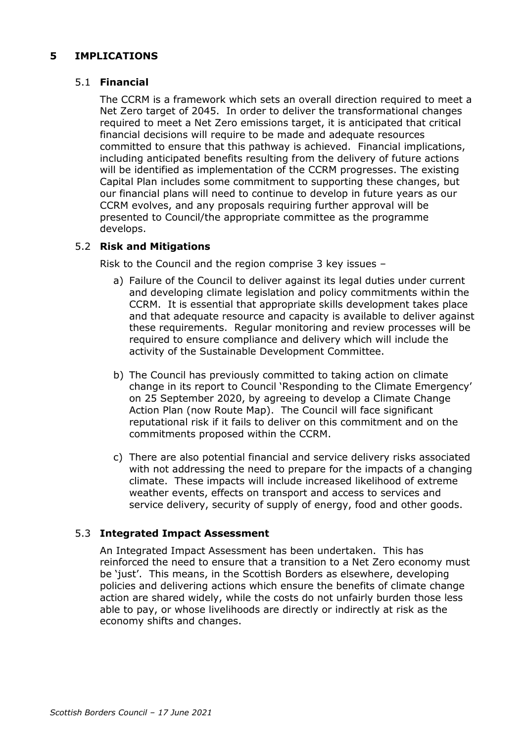## 5 IMPLICATIONS

### 5.1 Financial

The CCRM is a framework which sets an overall direction required to meet a Net Zero target of 2045. In order to deliver the transformational changes required to meet a Net Zero emissions target, it is anticipated that critical financial decisions will require to be made and adequate resources committed to ensure that this pathway is achieved. Financial implications, including anticipated benefits resulting from the delivery of future actions will be identified as implementation of the CCRM progresses. The existing Capital Plan includes some commitment to supporting these changes, but our financial plans will need to continue to develop in future years as our CCRM evolves, and any proposals requiring further approval will be presented to Council/the appropriate committee as the programme develops.

### 5.2 Risk and Mitigations

Risk to the Council and the region comprise 3 key issues –

a) Failure of the Council to deliver against its legal duties under current and developing climate legislation and policy commitments within the CCRM. It is essential that appropriate skills development takes place and that adequate resource and capacity is available to deliver against these requirements. Regular monitoring and review processes will be required to ensure compliance and delivery which will include the activity of the Sustainable Development Committee.

b) The Council has previously committed to taking action on climate change in its report to Council 'Responding to the Climate Emergency' on 25 September 2020, by agreeing to develop a Climate Change Action Plan (now Route Map). The Council will face significant reputational risk if it fails to deliver on this commitment and on the commitments proposed within the CCRM.

c) There are also potential financial and service delivery risks associated with not addressing the need to prepare for the impacts of a changing climate. These impacts will include increased likelihood of extreme weather events, effects on transport and access to services and service delivery, security of supply of energy, food and other goods.

### 5.3 Integrated Impact Assessment

An Integrated Impact Assessment has been undertaken. This has reinforced the need to ensure that a transition to a Net Zero economy must be 'just'. This means, in the Scottish Borders as elsewhere, developing policies and delivering actions which ensure the benefits of climate change action are shared widely, while the costs do not unfairly burden those less able to pay, or whose livelihoods are directly or indirectly at risk as the economy shifts and changes.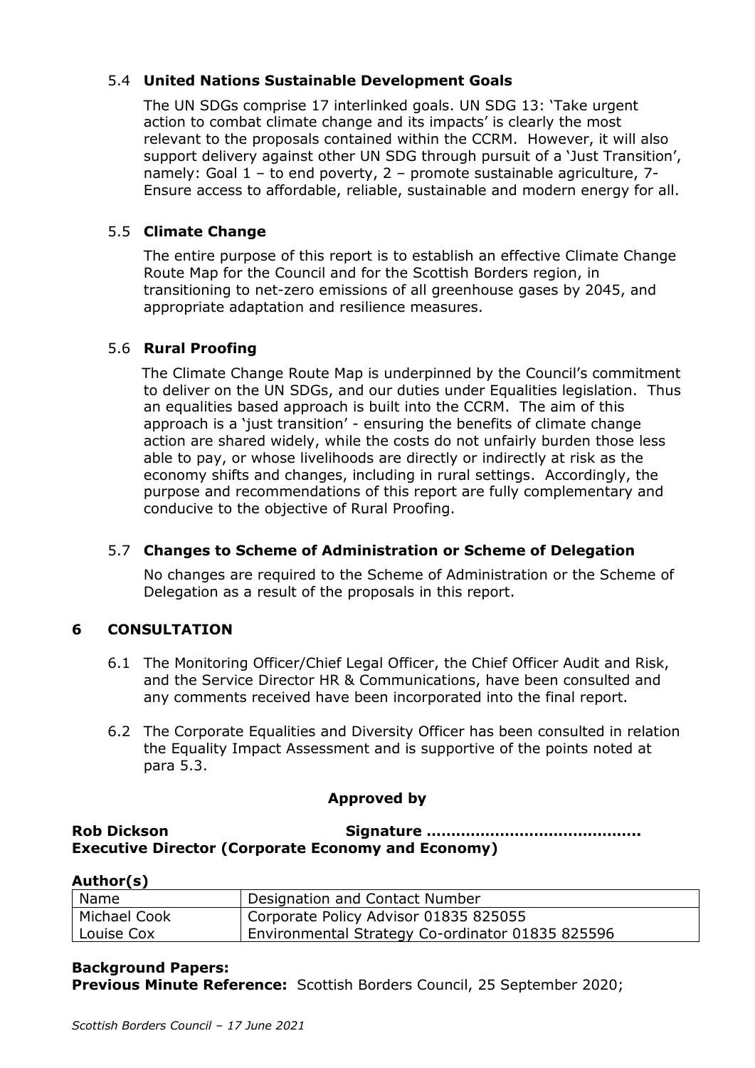### 5.4 **United Nations Sustainable Development Goals**

The UN SDGs comprise 17 interlinked goals. UN SDG 13: 'Take urgent action to combat climate change and its impacts' is clearly the most relevant to the proposals contained within the CCRM. However, it will also support delivery against other UN SDG through pursuit of a 'Just Transition', namely: Goal 1 – to end poverty, 2 – promote sustainable agriculture, 7- Ensure access to affordable, reliable, sustainable and modern energy for all.

### 5.5 **Climate Change**

The entire purpose of this report is to establish an effective Climate Change Route Map for the Council and for the Scottish Borders region, in transitioning to net-zero emissions of all greenhouse gases by 2045, and appropriate adaptation and resilience measures.

### 5.6 **Rural Proofing**

The Climate Change Route Map is underpinned by the Council's commitment to deliver on the UN SDGs, and our duties under Equalities legislation. Thus an equalities based approach is built into the CCRM. The aim of this approach is a 'just transition' - ensuring the benefits of climate change action are shared widely, while the costs do not unfairly burden those less able to pay, or whose livelihoods are directly or indirectly at risk as the economy shifts and changes, including in rural settings. Accordingly, the purpose and recommendations of this report are fully complementary and conducive to the objective of Rural Proofing.

### 5.7 **Changes to Scheme of Administration or Scheme of Delegation**

No changes are required to the Scheme of Administration or the Scheme of Delegation as a result of the proposals in this report.

## 6 CONSULTATION

6.1 The Monitoring Officer/Chief Legal Officer, the Chief Officer Audit and Risk, and the Service Director HR & Communications, have been consulted and any comments received have been incorporated into the final report.

6.2 The Corporate Equalities and Diversity Officer has been consulted in relation the Equality Impact Assessment and is supportive of the points noted at para 5.3.

**Approved by**

**Rob Dickson** **Signature ……………………………………**
**Executive Director (Corporate Economy and Economy)**

**Author(s)**

| Name | Designation and Contact Number |
|---|---|
| Michael Cook | Corporate Policy Advisor 01835 825055 |
| Louise Cox | Environmental Strategy Co-ordinator 01835 825596 |

**Background Papers:**
**Previous Minute Reference:** Scottish Borders Council, 25 September 2020;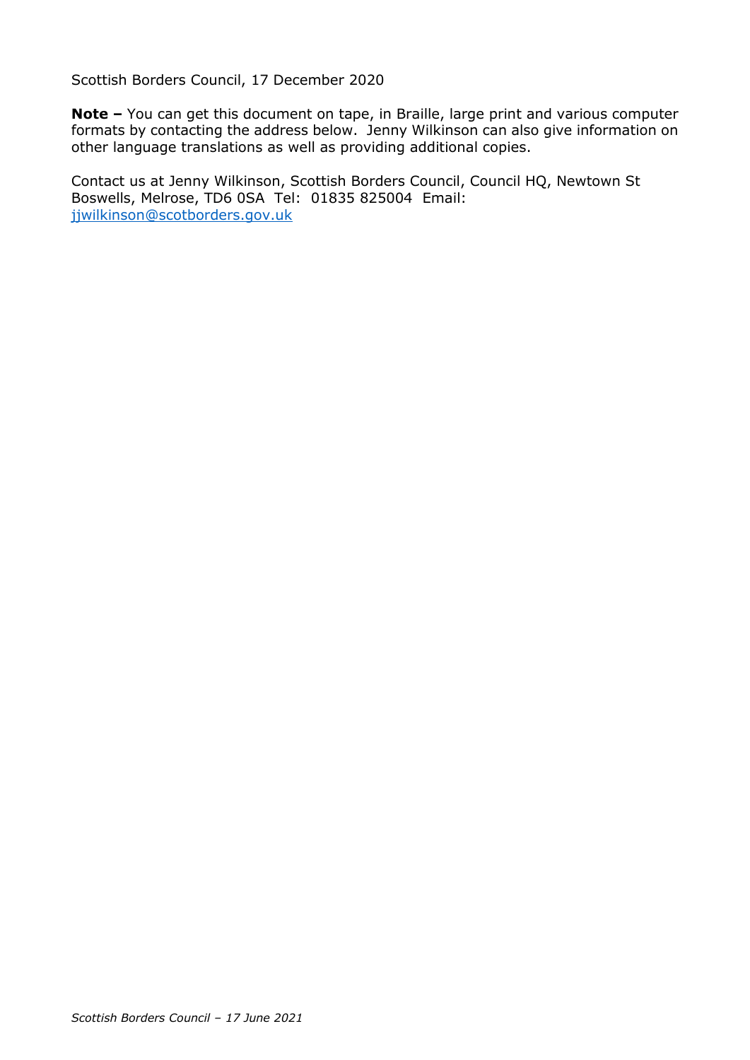Scottish Borders Council, 17 December 2020

**Note –** You can get this document on tape, in Braille, large print and various computer formats by contacting the address below. Jenny Wilkinson can also give information on other language translations as well as providing additional copies.

Contact us at Jenny Wilkinson, Scottish Borders Council, Council HQ, Newtown St Boswells, Melrose, TD6 0SA Tel: 01835 825004 Email: jjwilkinson@scotborders.gov.uk